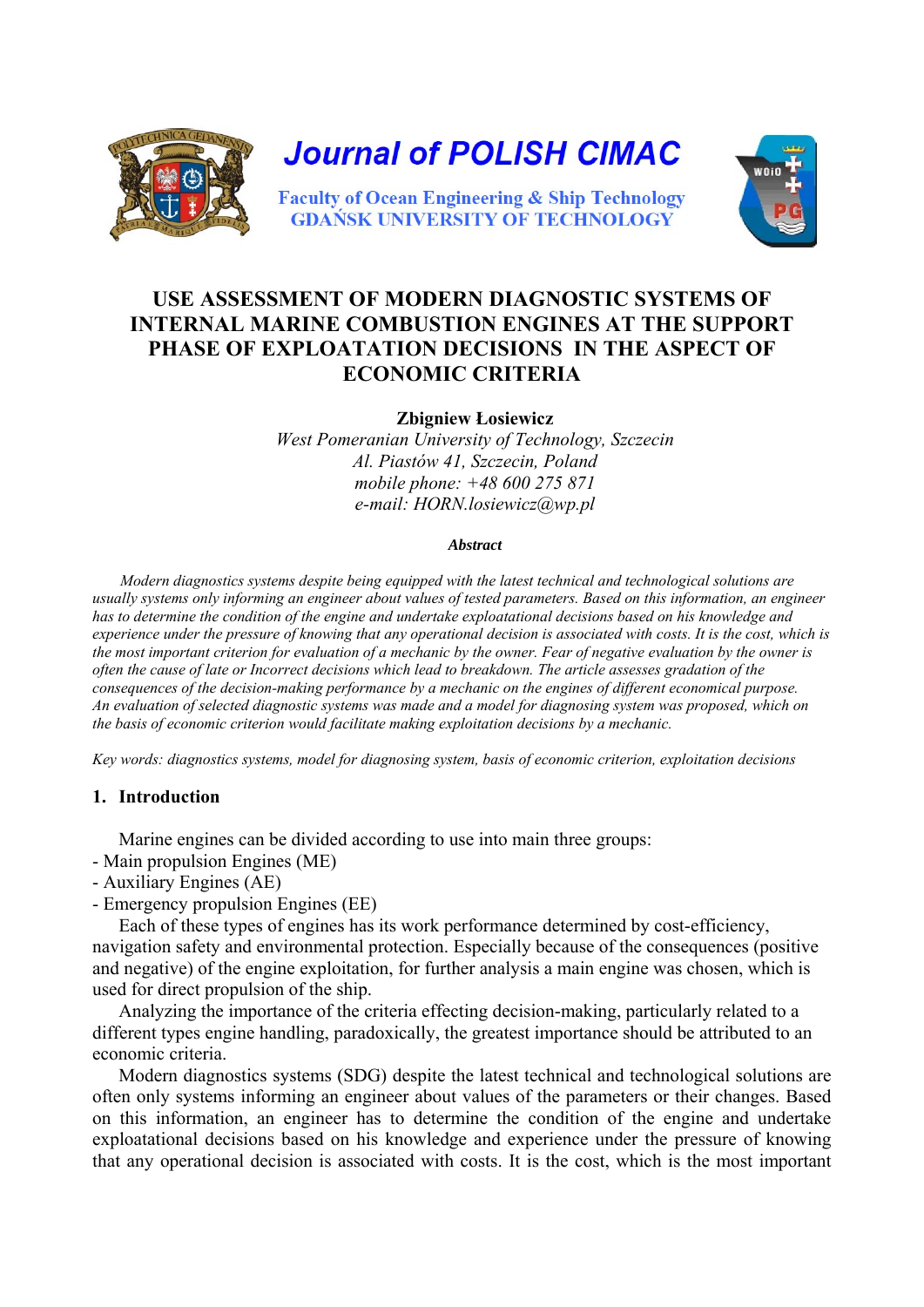Journal of POLISH CIMAC

Faculty of Ocean Engineering & Ship Technology
GDAŃSK UNIVERSITY OF TECHNOLOGY

# USE ASSESSMENT OF MODERN DIAGNOSTIC SYSTEMS OF INTERNAL MARINE COMBUSTION ENGINES AT THE SUPPORT PHASE OF EXPLOATATION DECISIONS IN THE ASPECT OF ECONOMIC CRITERIA

**Zbigniew Łosiewicz**
*West Pomeranian University of Technology, Szczecin*
*Al. Piastów 41, Szczecin, Poland*
*mobile phone: +48 600 275 871*
*e-mail: HORN.losiewicz@wp.pl*

***Abstract***

*Modern diagnostics systems despite being equipped with the latest technical and technological solutions are usually systems only informing an engineer about values of tested parameters. Based on this information, an engineer has to determine the condition of the engine and undertake exploatational decisions based on his knowledge and experience under the pressure of knowing that any operational decision is associated with costs. It is the cost, which is the most important criterion for evaluation of a mechanic by the owner. Fear of negative evaluation by the owner is often the cause of late or Incorrect decisions which lead to breakdown. The article assesses gradation of the consequences of the decision-making performance by a mechanic on the engines of different economical purpose. An evaluation of selected diagnostic systems was made and a model for diagnosing system was proposed, which on the basis of economic criterion would facilitate making exploitation decisions by a mechanic.*

*Key words: diagnostics systems, model for diagnosing system, basis of economic criterion, exploitation decisions*

## 1. Introduction

Marine engines can be divided according to use into main three groups:
- Main propulsion Engines (ME)
- Auxiliary Engines (AE)
- Emergency propulsion Engines (EE)

Each of these types of engines has its work performance determined by cost-efficiency, navigation safety and environmental protection. Especially because of the consequences (positive and negative) of the engine exploitation, for further analysis a main engine was chosen, which is used for direct propulsion of the ship.

Analyzing the importance of the criteria effecting decision-making, particularly related to a different types engine handling, paradoxically, the greatest importance should be attributed to an economic criteria.

Modern diagnostics systems (SDG) despite the latest technical and technological solutions are often only systems informing an engineer about values of the parameters or their changes. Based on this information, an engineer has to determine the condition of the engine and undertake exploatational decisions based on his knowledge and experience under the pressure of knowing that any operational decision is associated with costs. It is the cost, which is the most important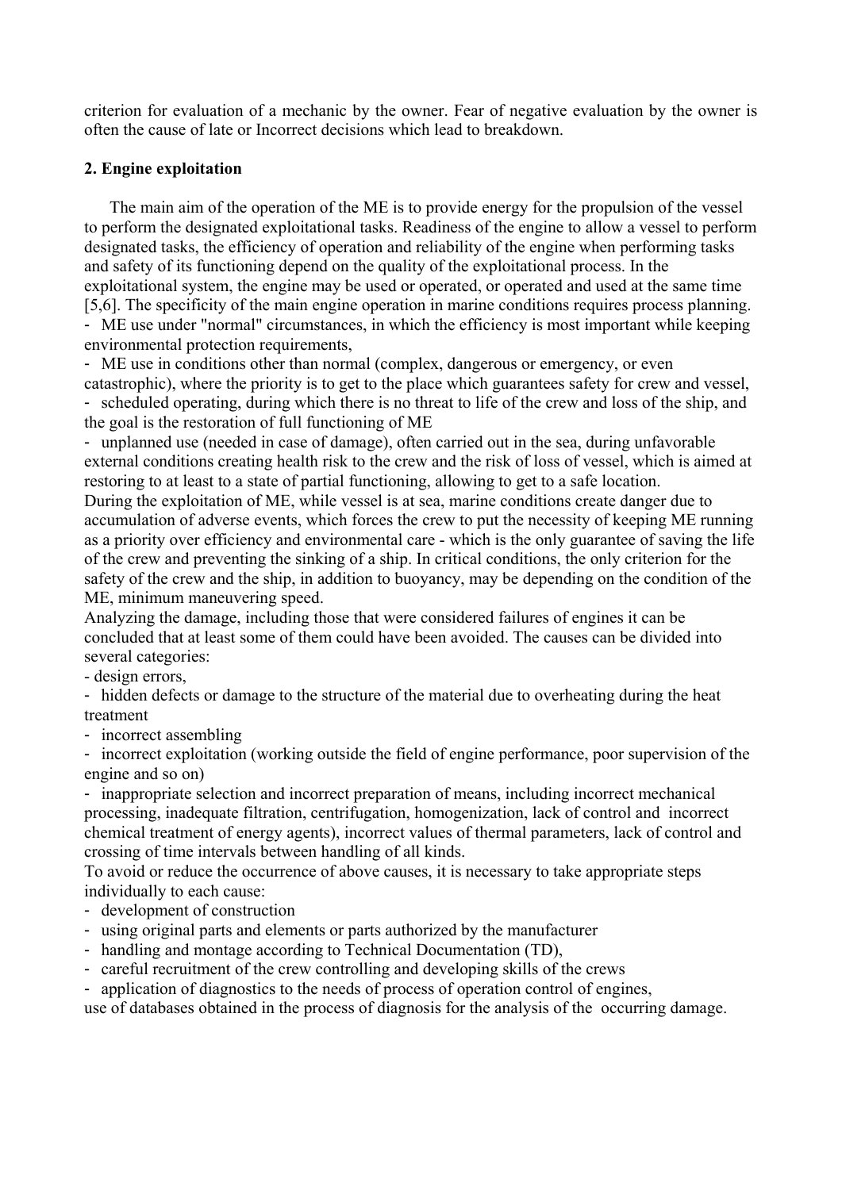criterion for evaluation of a mechanic by the owner. Fear of negative evaluation by the owner is often the cause of late or Incorrect decisions which lead to breakdown.

## 2. Engine exploitation

The main aim of the operation of the ME is to provide energy for the propulsion of the vessel to perform the designated exploitational tasks. Readiness of the engine to allow a vessel to perform designated tasks, the efficiency of operation and reliability of the engine when performing tasks and safety of its functioning depend on the quality of the exploitational process. In the exploitational system, the engine may be used or operated, or operated and used at the same time [5,6]. The specificity of the main engine operation in marine conditions requires process planning.

- ME use under "normal" circumstances, in which the efficiency is most important while keeping environmental protection requirements,
- ME use in conditions other than normal (complex, dangerous or emergency, or even catastrophic), where the priority is to get to the place which guarantees safety for crew and vessel,
- scheduled operating, during which there is no threat to life of the crew and loss of the ship, and the goal is the restoration of full functioning of ME
- unplanned use (needed in case of damage), often carried out in the sea, during unfavorable external conditions creating health risk to the crew and the risk of loss of vessel, which is aimed at restoring to at least to a state of partial functioning, allowing to get to a safe location.

During the exploitation of ME, while vessel is at sea, marine conditions create danger due to accumulation of adverse events, which forces the crew to put the necessity of keeping ME running as a priority over efficiency and environmental care - which is the only guarantee of saving the life of the crew and preventing the sinking of a ship. In critical conditions, the only criterion for the safety of the crew and the ship, in addition to buoyancy, may be depending on the condition of the ME, minimum maneuvering speed.

Analyzing the damage, including those that were considered failures of engines it can be concluded that at least some of them could have been avoided. The causes can be divided into several categories:

- design errors,
- hidden defects or damage to the structure of the material due to overheating during the heat treatment
- incorrect assembling
- incorrect exploitation (working outside the field of engine performance, poor supervision of the engine and so on)
- inappropriate selection and incorrect preparation of means, including incorrect mechanical processing, inadequate filtration, centrifugation, homogenization, lack of control and incorrect chemical treatment of energy agents), incorrect values of thermal parameters, lack of control and crossing of time intervals between handling of all kinds.

To avoid or reduce the occurrence of above causes, it is necessary to take appropriate steps individually to each cause:

- development of construction
- using original parts and elements or parts authorized by the manufacturer
- handling and montage according to Technical Documentation (TD),
- careful recruitment of the crew controlling and developing skills of the crews
- application of diagnostics to the needs of process of operation control of engines,

use of databases obtained in the process of diagnosis for the analysis of the occurring damage.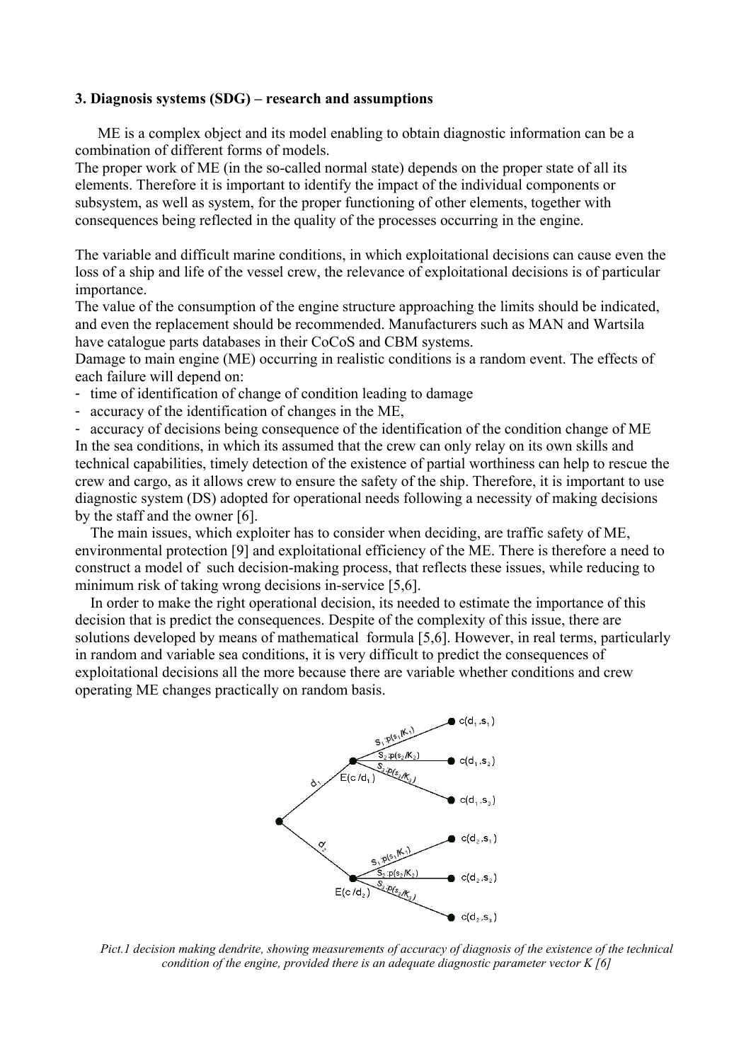### 3. Diagnosis systems (SDG) – research and assumptions

ME is a complex object and its model enabling to obtain diagnostic information can be a combination of different forms of models.

The proper work of ME (in the so-called normal state) depends on the proper state of all its elements. Therefore it is important to identify the impact of the individual components or subsystem, as well as system, for the proper functioning of other elements, together with consequences being reflected in the quality of the processes occurring in the engine.

The variable and difficult marine conditions, in which exploitational decisions can cause even the loss of a ship and life of the vessel crew, the relevance of exploitational decisions is of particular importance.

The value of the consumption of the engine structure approaching the limits should be indicated, and even the replacement should be recommended. Manufacturers such as MAN and Wartsila have catalogue parts databases in their CoCoS and CBM systems.

Damage to main engine (ME) occurring in realistic conditions is a random event. The effects of each failure will depend on:

- time of identification of change of condition leading to damage
- accuracy of the identification of changes in the ME,
- accuracy of decisions being consequence of the identification of the condition change of ME

In the sea conditions, in which its assumed that the crew can only relay on its own skills and technical capabilities, timely detection of the existence of partial worthiness can help to rescue the crew and cargo, as it allows crew to ensure the safety of the ship. Therefore, it is important to use diagnostic system (DS) adopted for operational needs following a necessity of making decisions by the staff and the owner [6].

The main issues, which exploiter has to consider when deciding, are traffic safety of ME, environmental protection [9] and exploitational efficiency of the ME. There is therefore a need to construct a model of such decision-making process, that reflects these issues, while reducing to minimum risk of taking wrong decisions in-service [5,6].

In order to make the right operational decision, its needed to estimate the importance of this decision that is predict the consequences. Despite of the complexity of this issue, there are solutions developed by means of mathematical formula [5,6]. However, in real terms, particularly in random and variable sea conditions, it is very difficult to predict the consequences of exploitational decisions all the more because there are variable whether conditions and crew operating ME changes practically on random basis.

*Pict.1 decision making dendrite, showing measurements of accuracy of diagnosis of the existence of the technical condition of the engine, provided there is an adequate diagnostic parameter vector K [6]*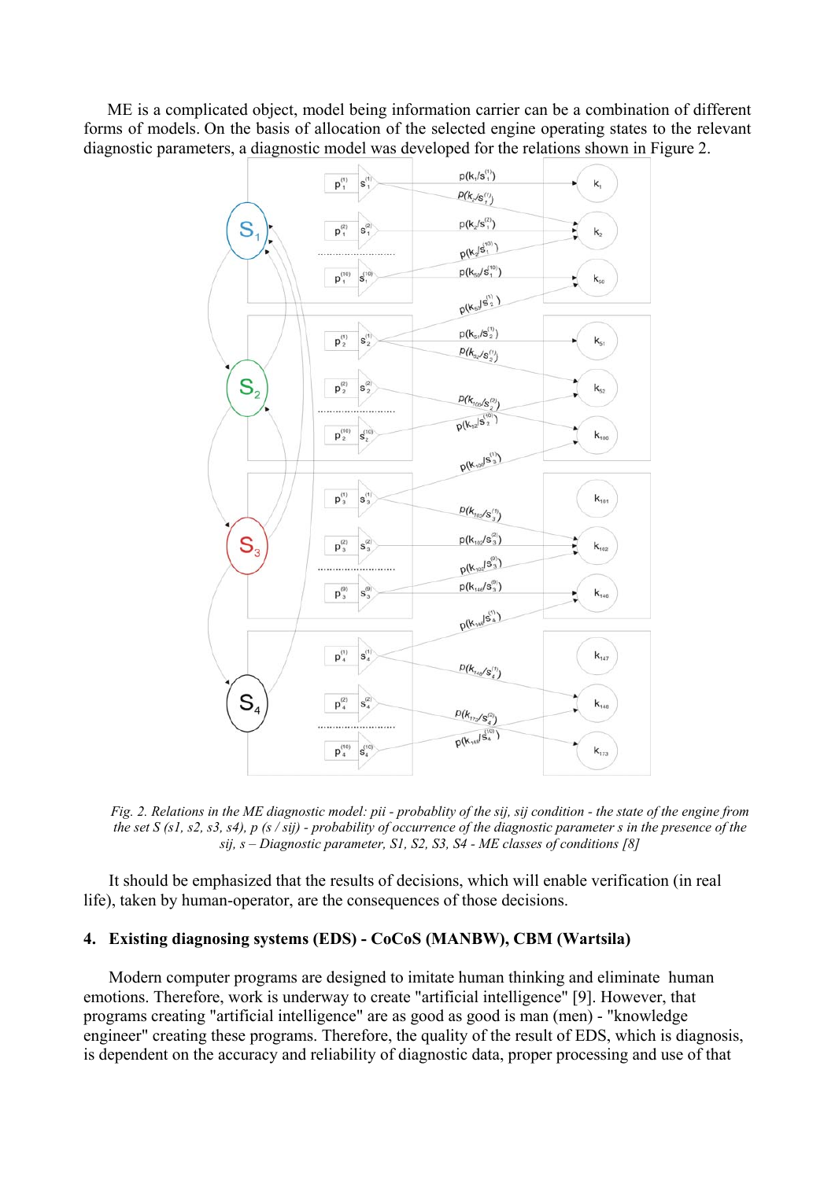ME is a complicated object, model being information carrier can be a combination of different forms of models. On the basis of allocation of the selected engine operating states to the relevant diagnostic parameters, a diagnostic model was developed for the relations shown in Figure 2.

*Fig. 2. Relations in the ME diagnostic model: pii - probablity of the sij, sij condition - the state of the engine from the set S (s1, s2, s3, s4), p (s / sij) - probability of occurrence of the diagnostic parameter s in the presence of the sij, s – Diagnostic parameter, S1, S2, S3, S4 - ME classes of conditions [8]*

It should be emphasized that the results of decisions, which will enable verification (in real life), taken by human-operator, are the consequences of those decisions.

## 4. Existing diagnosing systems (EDS) - CoCoS (MANBW), CBM (Wartsila)

Modern computer programs are designed to imitate human thinking and eliminate human emotions. Therefore, work is underway to create "artificial intelligence" [9]. However, that programs creating "artificial intelligence" are as good as good is man (men) - "knowledge engineer" creating these programs. Therefore, the quality of the result of EDS, which is diagnosis, is dependent on the accuracy and reliability of diagnostic data, proper processing and use of that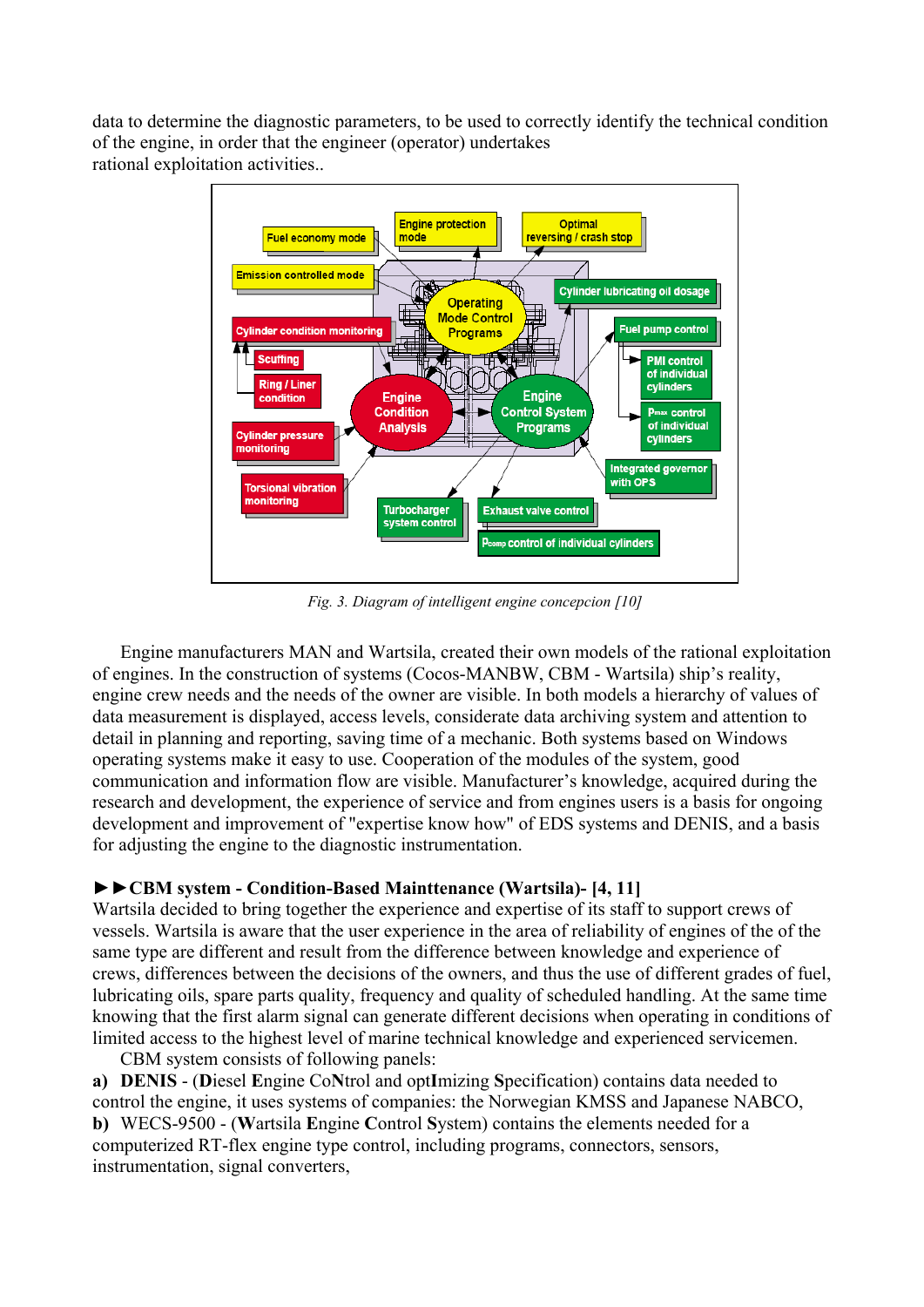data to determine the diagnostic parameters, to be used to correctly identify the technical condition of the engine, in order that the engineer (operator) undertakes rational exploitation activities..

*Fig. 3. Diagram of intelligent engine concepcion [10]*

Engine manufacturers MAN and Wartsila, created their own models of the rational exploitation of engines. In the construction of systems (Cocos-MANBW, CBM - Wartsila) ship's reality, engine crew needs and the needs of the owner are visible. In both models a hierarchy of values of data measurement is displayed, access levels, considerate data archiving system and attention to detail in planning and reporting, saving time of a mechanic. Both systems based on Windows operating systems make it easy to use. Cooperation of the modules of the system, good communication and information flow are visible. Manufacturer's knowledge, acquired during the research and development, the experience of service and from engines users is a basis for ongoing development and improvement of "expertise know how" of EDS systems and DENIS, and a basis for adjusting the engine to the diagnostic instrumentation.

**►►CBM system - Condition-Based Mainttenance (Wartsila)- [4, 11]**

Wartsila decided to bring together the experience and expertise of its staff to support crews of vessels. Wartsila is aware that the user experience in the area of reliability of engines of the of the same type are different and result from the difference between knowledge and experience of crews, differences between the decisions of the owners, and thus the use of different grades of fuel, lubricating oils, spare parts quality, frequency and quality of scheduled handling. At the same time knowing that the first alarm signal can generate different decisions when operating in conditions of limited access to the highest level of marine technical knowledge and experienced servicemen.

CBM system consists of following panels:

**a)** **DENIS** - (**D**iesel **E**ngine Co**N**trol and opt**I**mizing **S**pecification) contains data needed to control the engine, it uses systems of companies: the Norwegian KMSS and Japanese NABCO,

**b)** WECS-9500 - (**W**artsila **E**ngine **C**ontrol **S**ystem) contains the elements needed for a computerized RT-flex engine type control, including programs, connectors, sensors, instrumentation, signal converters,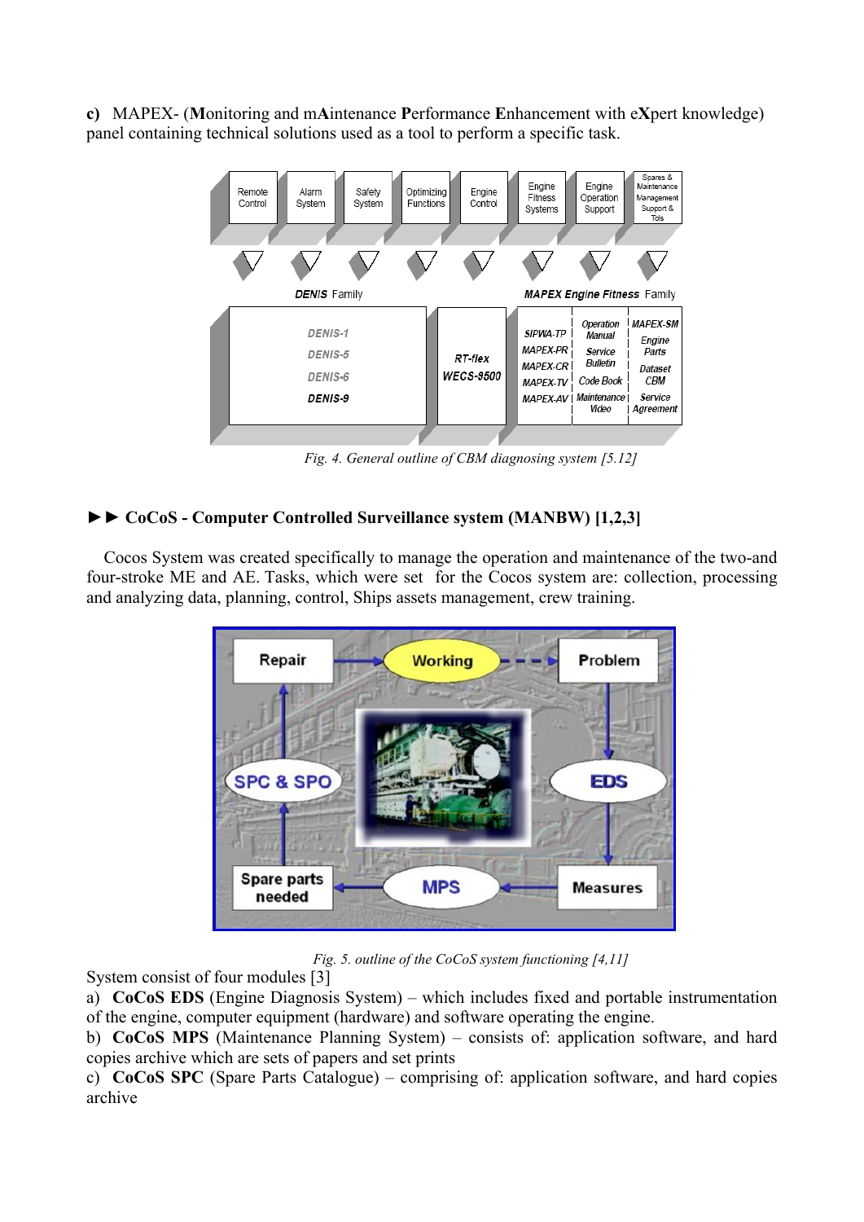**c)** MAPEX- (**M**onitoring and m**A**intenance **P**erformance **E**nhancement with e**X**pert knowledge) panel containing technical solutions used as a tool to perform a specific task.

*Fig. 4. General outline of CBM diagnosing system [5.12]*

## ►► CoCoS - Computer Controlled Surveillance system (MANBW) [1,2,3]

Cocos System was created specifically to manage the operation and maintenance of the two-and four-stroke ME and AE. Tasks, which were set for the Cocos system are: collection, processing and analyzing data, planning, control, Ships assets management, crew training.

*Fig. 5. outline of the CoCoS system functioning [4,11]*

System consist of four modules [3]

a) **CoCoS EDS** (Engine Diagnosis System) – which includes fixed and portable instrumentation of the engine, computer equipment (hardware) and software operating the engine.

b) **CoCoS MPS** (Maintenance Planning System) – consists of: application software, and hard copies archive which are sets of papers and set prints

c) **CoCoS SPC** (Spare Parts Catalogue) – comprising of: application software, and hard copies archive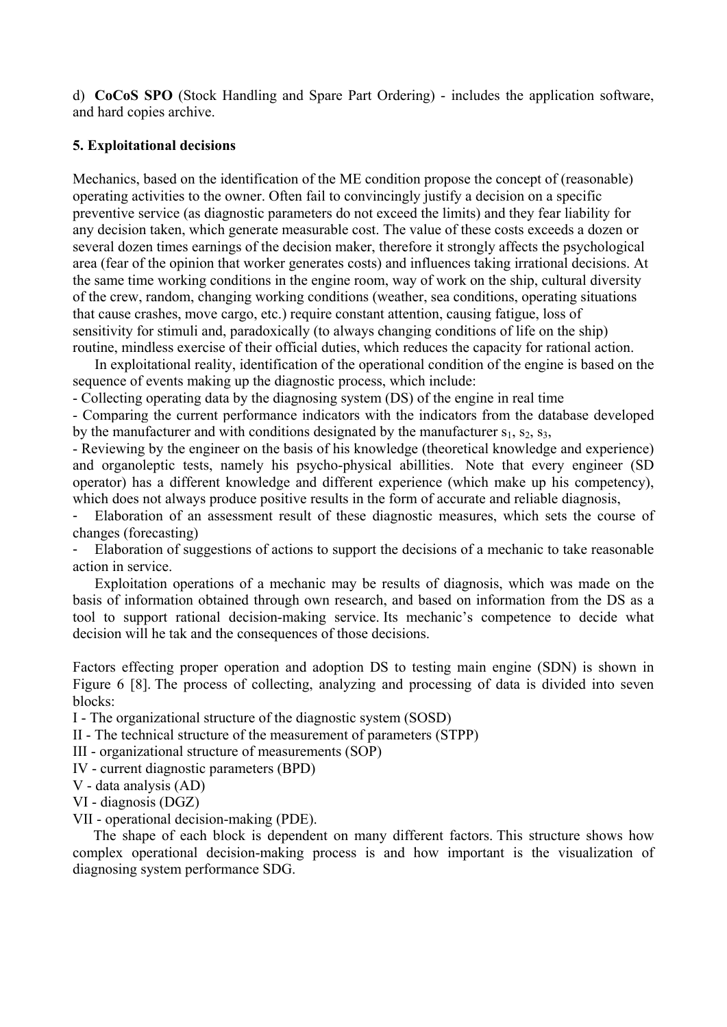d) **CoCoS SPO** (Stock Handling and Spare Part Ordering) - includes the application software, and hard copies archive.

## 5. Exploitational decisions

Mechanics, based on the identification of the ME condition propose the concept of (reasonable) operating activities to the owner. Often fail to convincingly justify a decision on a specific preventive service (as diagnostic parameters do not exceed the limits) and they fear liability for any decision taken, which generate measurable cost. The value of these costs exceeds a dozen or several dozen times earnings of the decision maker, therefore it strongly affects the psychological area (fear of the opinion that worker generates costs) and influences taking irrational decisions. At the same time working conditions in the engine room, way of work on the ship, cultural diversity of the crew, random, changing working conditions (weather, sea conditions, operating situations that cause crashes, move cargo, etc.) require constant attention, causing fatigue, loss of sensitivity for stimuli and, paradoxically (to always changing conditions of life on the ship) routine, mindless exercise of their official duties, which reduces the capacity for rational action.

In exploitational reality, identification of the operational condition of the engine is based on the sequence of events making up the diagnostic process, which include:

- Collecting operating data by the diagnosing system (DS) of the engine in real time
- Comparing the current performance indicators with the indicators from the database developed by the manufacturer and with conditions designated by the manufacturer $s_1$, $s_2$, $s_3$,
- Reviewing by the engineer on the basis of his knowledge (theoretical knowledge and experience) and organoleptic tests, namely his psycho-physical abillities. Note that every engineer (SD operator) has a different knowledge and different experience (which make up his competency), which does not always produce positive results in the form of accurate and reliable diagnosis,
- Elaboration of an assessment result of these diagnostic measures, which sets the course of changes (forecasting)
- Elaboration of suggestions of actions to support the decisions of a mechanic to take reasonable action in service.

Exploitation operations of a mechanic may be results of diagnosis, which was made on the basis of information obtained through own research, and based on information from the DS as a tool to support rational decision-making service. Its mechanic's competence to decide what decision will he tak and the consequences of those decisions.

Factors effecting proper operation and adoption DS to testing main engine (SDN) is shown in Figure 6 [8]. The process of collecting, analyzing and processing of data is divided into seven blocks:

I - The organizational structure of the diagnostic system (SOSD)
II - The technical structure of the measurement of parameters (STPP)
III - organizational structure of measurements (SOP)
IV - current diagnostic parameters (BPD)
V - data analysis (AD)
VI - diagnosis (DGZ)
VII - operational decision-making (PDE).

The shape of each block is dependent on many different factors. This structure shows how complex operational decision-making process is and how important is the visualization of diagnosing system performance SDG.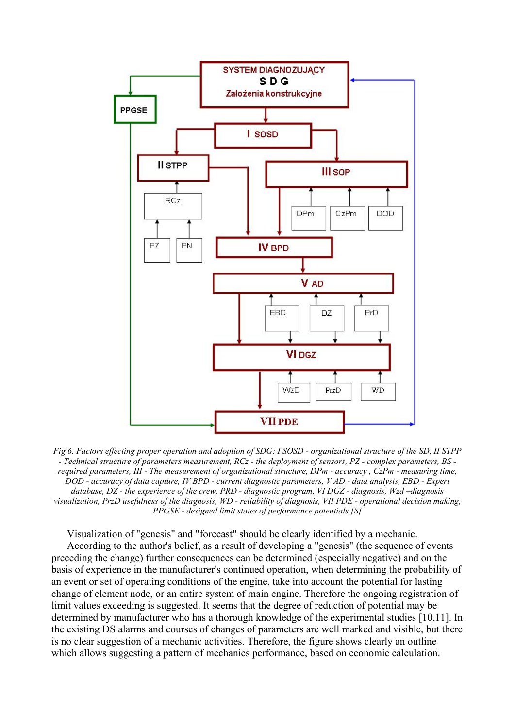*Fig.6. Factors effecting proper operation and adoption of SDG: I SOSD - organizational structure of the SD, II STPP - Technical structure of parameters measurement, RCz - the deployment of sensors, PZ - complex parameters, BS - required parameters, III - The measurement of organizational structure, DPm - accuracy , CzPm - measuring time, DOD - accuracy of data capture, IV BPD - current diagnostic parameters, V AD - data analysis, EBD - Expert database, DZ - the experience of the crew, PRD - diagnostic program, VI DGZ - diagnosis, Wzd –diagnosis visualization, PrzD usefulness of the diagnosis, WD - reliability of diagnosis, VII PDE - operational decision making, PPGSE - designed limit states of performance potentials [8]*

Visualization of "genesis" and "forecast" should be clearly identified by a mechanic.

According to the author's belief, as a result of developing a "genesis" (the sequence of events preceding the change) further consequences can be determined (especially negative) and on the basis of experience in the manufacturer's continued operation, when determining the probability of an event or set of operating conditions of the engine, take into account the potential for lasting change of element node, or an entire system of main engine. Therefore the ongoing registration of limit values exceeding is suggested. It seems that the degree of reduction of potential may be determined by manufacturer who has a thorough knowledge of the experimental studies [10,11]. In the existing DS alarms and courses of changes of parameters are well marked and visible, but there is no clear suggestion of a mechanic activities. Therefore, the figure shows clearly an outline which allows suggesting a pattern of mechanics performance, based on economic calculation.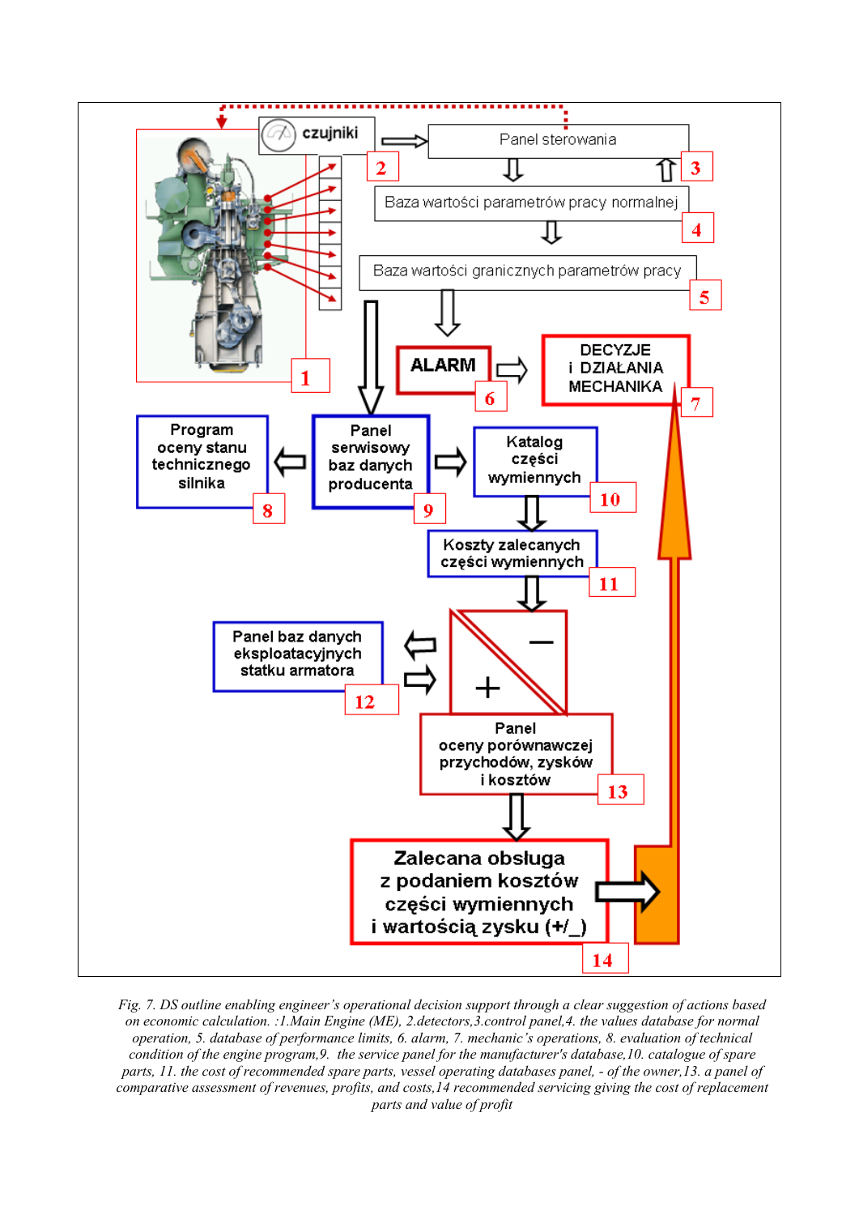czujniki

Panel sterowania

Baza wartości parametrów pracy normalnej

Baza wartości granicznych parametrów pracy

ALARM

DECYZJE i DZIAŁANIA MECHANIKA

Program oceny stanu technicznego silnika

Panel serwisowy baz danych producenta

Katalog części wymiennych

Koszty zalecanych części wymiennych

Panel baz danych eksploatacyjnych statku armatora

Panel oceny porównawczej przychodów, zysków i kosztów

Zalecana obsługa z podaniem kosztów części wymiennych i wartością zysku (+/_)

1 2 3 4 5 6 7 8 9 10 11 12 13 14

*Fig. 7. DS outline enabling engineer's operational decision support through a clear suggestion of actions based on economic calculation. :1.Main Engine (ME), 2.detectors,3.control panel,4. the values database for normal operation, 5. database of performance limits, 6. alarm, 7. mechanic's operations, 8. evaluation of technical condition of the engine program,9. the service panel for the manufacturer's database,10. catalogue of spare parts, 11. the cost of recommended spare parts, vessel operating databases panel, - of the owner,13. a panel of comparative assessment of revenues, profits, and costs,14 recommended servicing giving the cost of replacement parts and value of profit*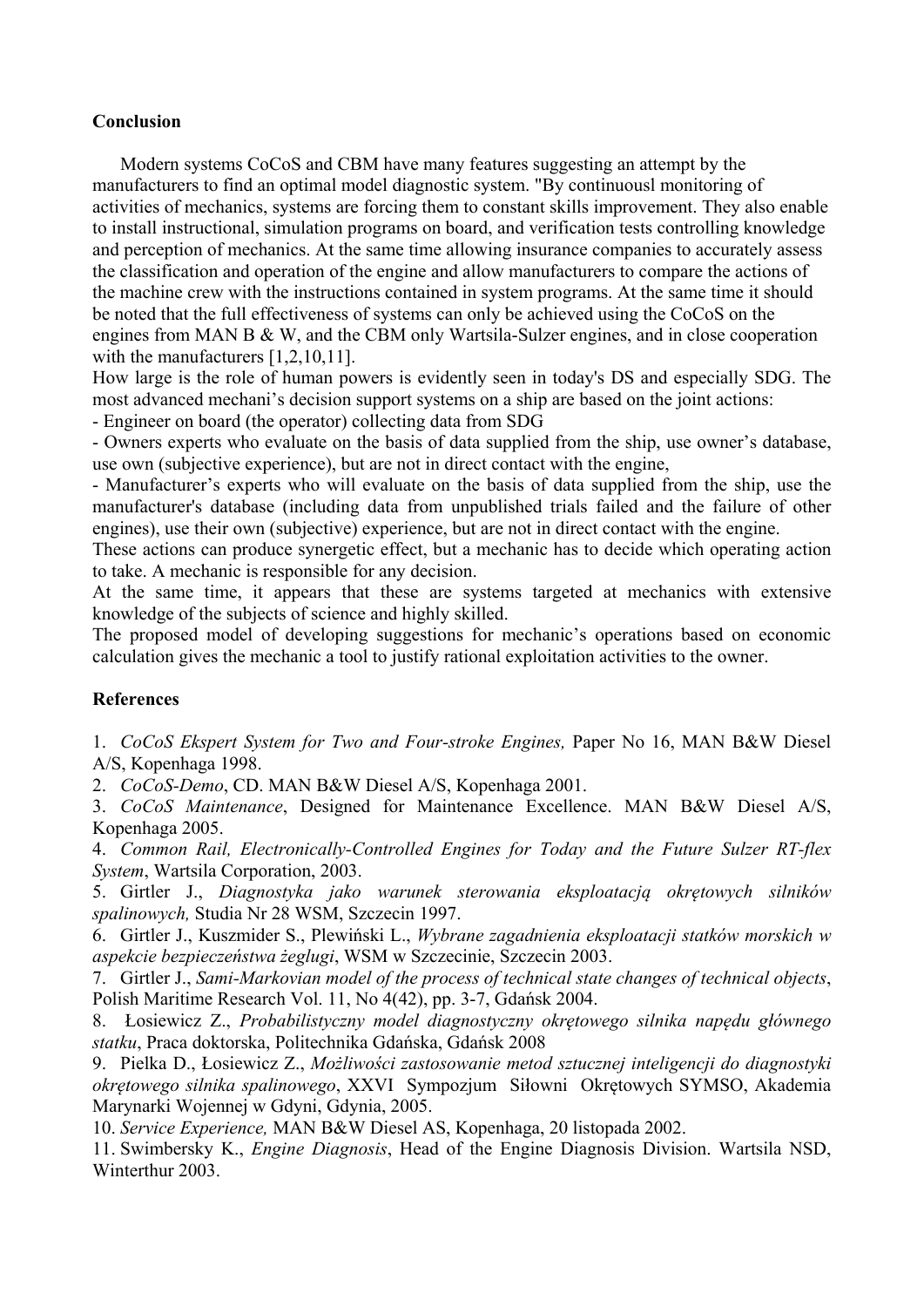**Conclusion**

Modern systems CoCoS and CBM have many features suggesting an attempt by the manufacturers to find an optimal model diagnostic system. "By continuousl monitoring of activities of mechanics, systems are forcing them to constant skills improvement. They also enable to install instructional, simulation programs on board, and verification tests controlling knowledge and perception of mechanics. At the same time allowing insurance companies to accurately assess the classification and operation of the engine and allow manufacturers to compare the actions of the machine crew with the instructions contained in system programs. At the same time it should be noted that the full effectiveness of systems can only be achieved using the CoCoS on the engines from MAN B & W, and the CBM only Wartsila-Sulzer engines, and in close cooperation with the manufacturers [1,2,10,11].

How large is the role of human powers is evidently seen in today's DS and especially SDG. The most advanced mechani's decision support systems on a ship are based on the joint actions:

- Engineer on board (the operator) collecting data from SDG
- Owners experts who evaluate on the basis of data supplied from the ship, use owner's database, use own (subjective experience), but are not in direct contact with the engine,
- Manufacturer's experts who will evaluate on the basis of data supplied from the ship, use the manufacturer's database (including data from unpublished trials failed and the failure of other engines), use their own (subjective) experience, but are not in direct contact with the engine.

These actions can produce synergetic effect, but a mechanic has to decide which operating action to take. A mechanic is responsible for any decision.

At the same time, it appears that these are systems targeted at mechanics with extensive knowledge of the subjects of science and highly skilled.

The proposed model of developing suggestions for mechanic's operations based on economic calculation gives the mechanic a tool to justify rational exploitation activities to the owner.

**References**

1. *CoCoS Ekspert System for Two and Four-stroke Engines,* Paper No 16, MAN B&W Diesel A/S, Kopenhaga 1998.
2. *CoCoS-Demo*, CD. MAN B&W Diesel A/S, Kopenhaga 2001.
3. *CoCoS Maintenance*, Designed for Maintenance Excellence. MAN B&W Diesel A/S, Kopenhaga 2005.
4. *Common Rail, Electronically-Controlled Engines for Today and the Future Sulzer RT-flex System*, Wartsila Corporation, 2003.
5. Girtler J., *Diagnostyka jako warunek sterowania eksploatacją okrętowych silników spalinowych,* Studia Nr 28 WSM, Szczecin 1997.
6. Girtler J., Kuszmider S., Plewiński L., *Wybrane zagadnienia eksploatacji statków morskich w aspekcie bezpieczeństwa żeglugi*, WSM w Szczecinie, Szczecin 2003.
7. Girtler J., *Sami-Markovian model of the process of technical state changes of technical objects*, Polish Maritime Research Vol. 11, No 4(42), pp. 3-7, Gdańsk 2004.
8. Łosiewicz Z., *Probabilistyczny model diagnostyczny okrętowego silnika napędu głównego statku*, Praca doktorska, Politechnika Gdańska, Gdańsk 2008
9. Pielka D., Łosiewicz Z., *Możliwości zastosowanie metod sztucznej inteligencji do diagnostyki okrętowego silnika spalinowego*, XXVI Sympozjum Siłowni Okrętowych SYMSO, Akademia Marynarki Wojennej w Gdyni, Gdynia, 2005.
10. *Service Experience,* MAN B&W Diesel AS, Kopenhaga, 20 listopada 2002.
11. Swimbersky K., *Engine Diagnosis*, Head of the Engine Diagnosis Division. Wartsila NSD, Winterthur 2003.